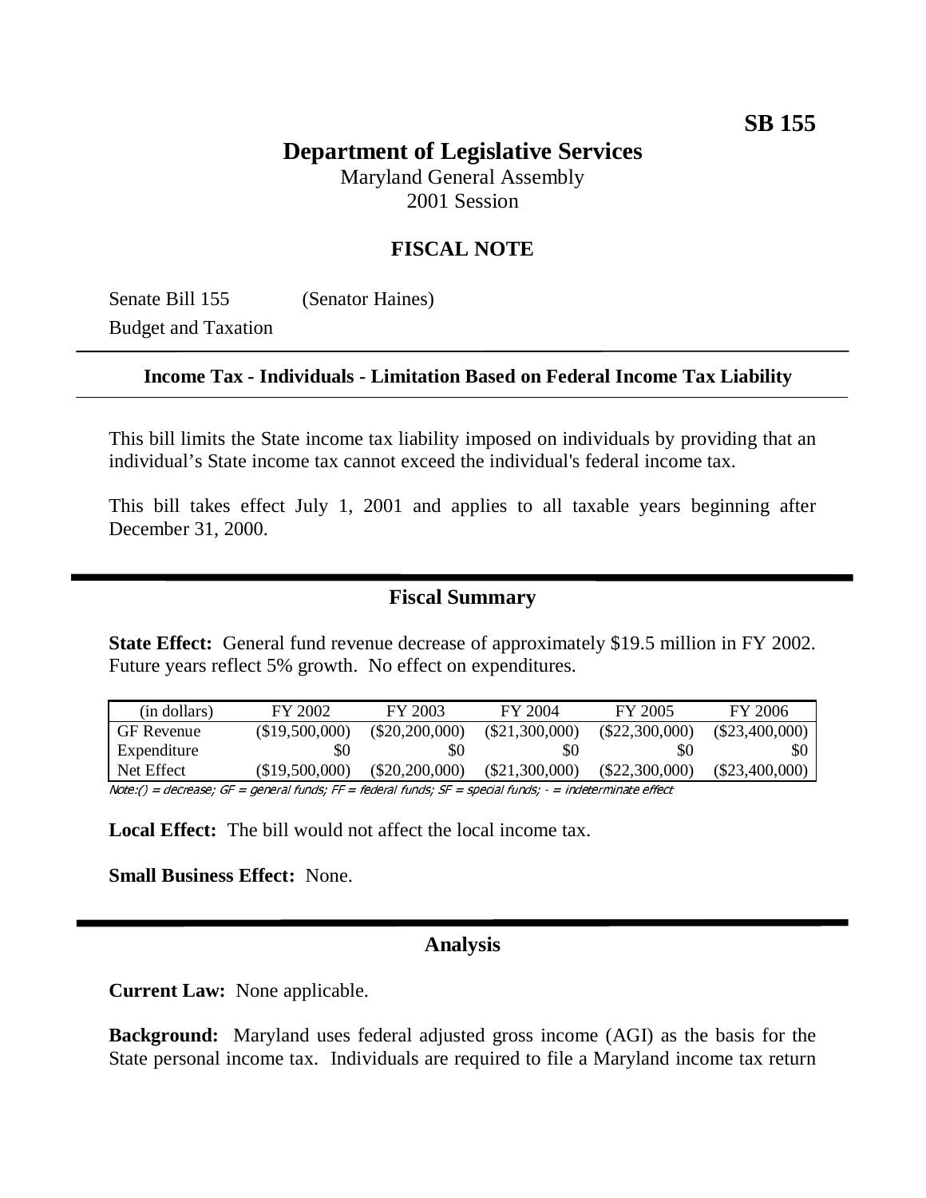**SB 155**

# Department of Legislative Services

Maryland General Assembly
2001 Session

## FISCAL NOTE

Senate Bill 155 (Senator Haines)
Budget and Taxation

---

**Income Tax - Individuals - Limitation Based on Federal Income Tax Liability**

---

This bill limits the State income tax liability imposed on individuals by providing that an individual's State income tax cannot exceed the individual's federal income tax.

This bill takes effect July 1, 2001 and applies to all taxable years beginning after December 31, 2000.

## Fiscal Summary

**State Effect:** General fund revenue decrease of approximately $19.5 million in FY 2002. Future years reflect 5% growth. No effect on expenditures.

| (in dollars) | FY 2002 | FY 2003 | FY 2004 | FY 2005 | FY 2006 |
|---|---|---|---|---|---|
| GF Revenue | ($19,500,000) | ($20,200,000) | ($21,300,000) | ($22,300,000) | ($23,400,000) |
| Expenditure | $0 | $0 | $0 | $0 | $0 |
| Net Effect | ($19,500,000) | ($20,200,000) | ($21,300,000) | ($22,300,000) | ($23,400,000) |

*Note:() = decrease; GF = general funds; FF = federal funds; SF = special funds; - = indeterminate effect*

**Local Effect:** The bill would not affect the local income tax.

**Small Business Effect:** None.

## Analysis

**Current Law:** None applicable.

**Background:** Maryland uses federal adjusted gross income (AGI) as the basis for the State personal income tax. Individuals are required to file a Maryland income tax return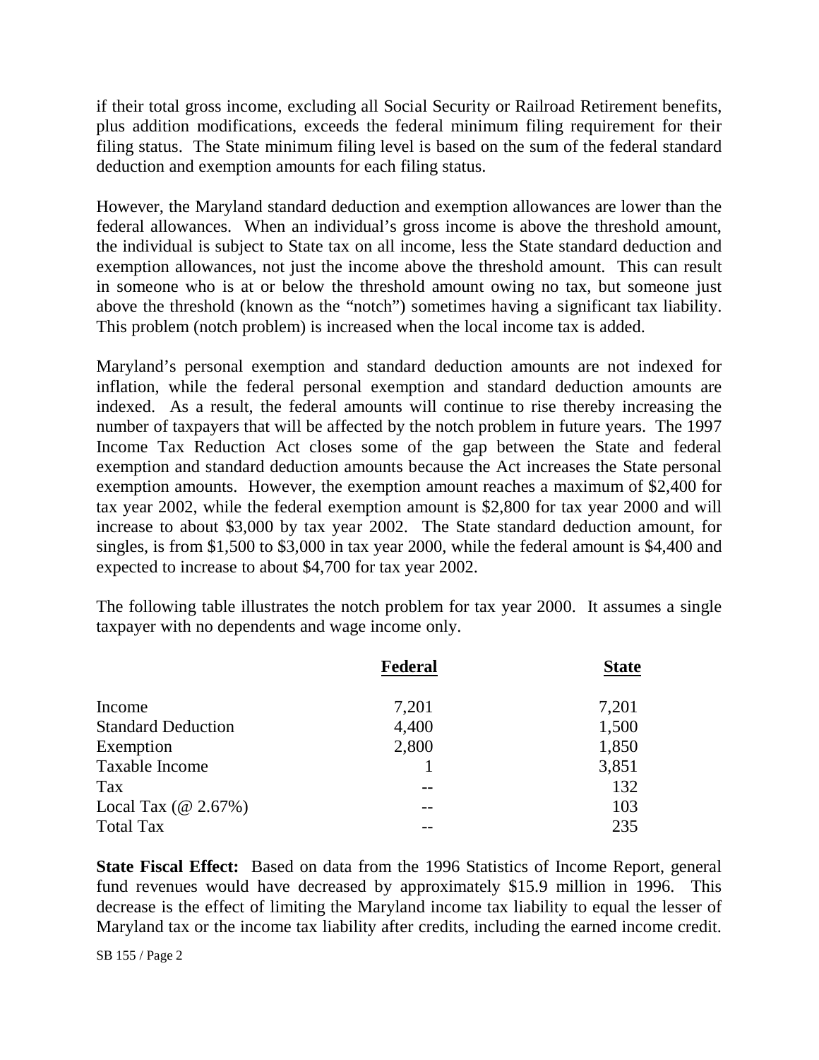if their total gross income, excluding all Social Security or Railroad Retirement benefits, plus addition modifications, exceeds the federal minimum filing requirement for their filing status. The State minimum filing level is based on the sum of the federal standard deduction and exemption amounts for each filing status.

However, the Maryland standard deduction and exemption allowances are lower than the federal allowances. When an individual's gross income is above the threshold amount, the individual is subject to State tax on all income, less the State standard deduction and exemption allowances, not just the income above the threshold amount. This can result in someone who is at or below the threshold amount owing no tax, but someone just above the threshold (known as the "notch") sometimes having a significant tax liability. This problem (notch problem) is increased when the local income tax is added.

Maryland's personal exemption and standard deduction amounts are not indexed for inflation, while the federal personal exemption and standard deduction amounts are indexed. As a result, the federal amounts will continue to rise thereby increasing the number of taxpayers that will be affected by the notch problem in future years. The 1997 Income Tax Reduction Act closes some of the gap between the State and federal exemption and standard deduction amounts because the Act increases the State personal exemption amounts. However, the exemption amount reaches a maximum of $2,400 for tax year 2002, while the federal exemption amount is $2,800 for tax year 2000 and will increase to about $3,000 by tax year 2002. The State standard deduction amount, for singles, is from $1,500 to $3,000 in tax year 2000, while the federal amount is $4,400 and expected to increase to about $4,700 for tax year 2002.

The following table illustrates the notch problem for tax year 2000. It assumes a single taxpayer with no dependents and wage income only.

| | **Federal** | **State** |
|---|---|---|
| Income | 7,201 | 7,201 |
| Standard Deduction | 4,400 | 1,500 |
| Exemption | 2,800 | 1,850 |
| Taxable Income | 1 | 3,851 |
| Tax | -- | 132 |
| Local Tax (@ 2.67%) | -- | 103 |
| Total Tax | -- | 235 |

**State Fiscal Effect:** Based on data from the 1996 Statistics of Income Report, general fund revenues would have decreased by approximately $15.9 million in 1996. This decrease is the effect of limiting the Maryland income tax liability to equal the lesser of Maryland tax or the income tax liability after credits, including the earned income credit.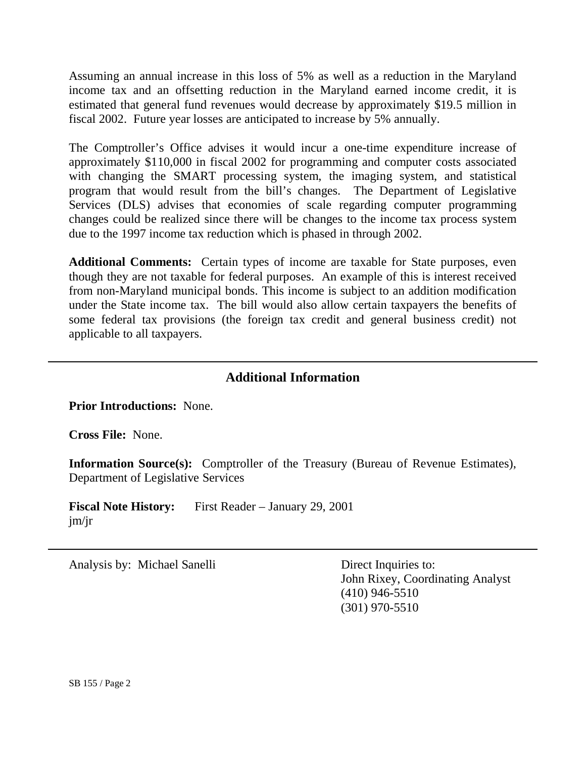Assuming an annual increase in this loss of 5% as well as a reduction in the Maryland income tax and an offsetting reduction in the Maryland earned income credit, it is estimated that general fund revenues would decrease by approximately $19.5 million in fiscal 2002. Future year losses are anticipated to increase by 5% annually.

The Comptroller's Office advises it would incur a one-time expenditure increase of approximately $110,000 in fiscal 2002 for programming and computer costs associated with changing the SMART processing system, the imaging system, and statistical program that would result from the bill's changes. The Department of Legislative Services (DLS) advises that economies of scale regarding computer programming changes could be realized since there will be changes to the income tax process system due to the 1997 income tax reduction which is phased in through 2002.

**Additional Comments:** Certain types of income are taxable for State purposes, even though they are not taxable for federal purposes. An example of this is interest received from non-Maryland municipal bonds. This income is subject to an addition modification under the State income tax. The bill would also allow certain taxpayers the benefits of some federal tax provisions (the foreign tax credit and general business credit) not applicable to all taxpayers.

## Additional Information

**Prior Introductions:** None.

**Cross File:** None.

**Information Source(s):** Comptroller of the Treasury (Bureau of Revenue Estimates), Department of Legislative Services

**Fiscal Note History:** First Reader – January 29, 2001
jm/jr

Analysis by: Michael Sanelli

Direct Inquiries to:
John Rixey, Coordinating Analyst
(410) 946-5510
(301) 970-5510